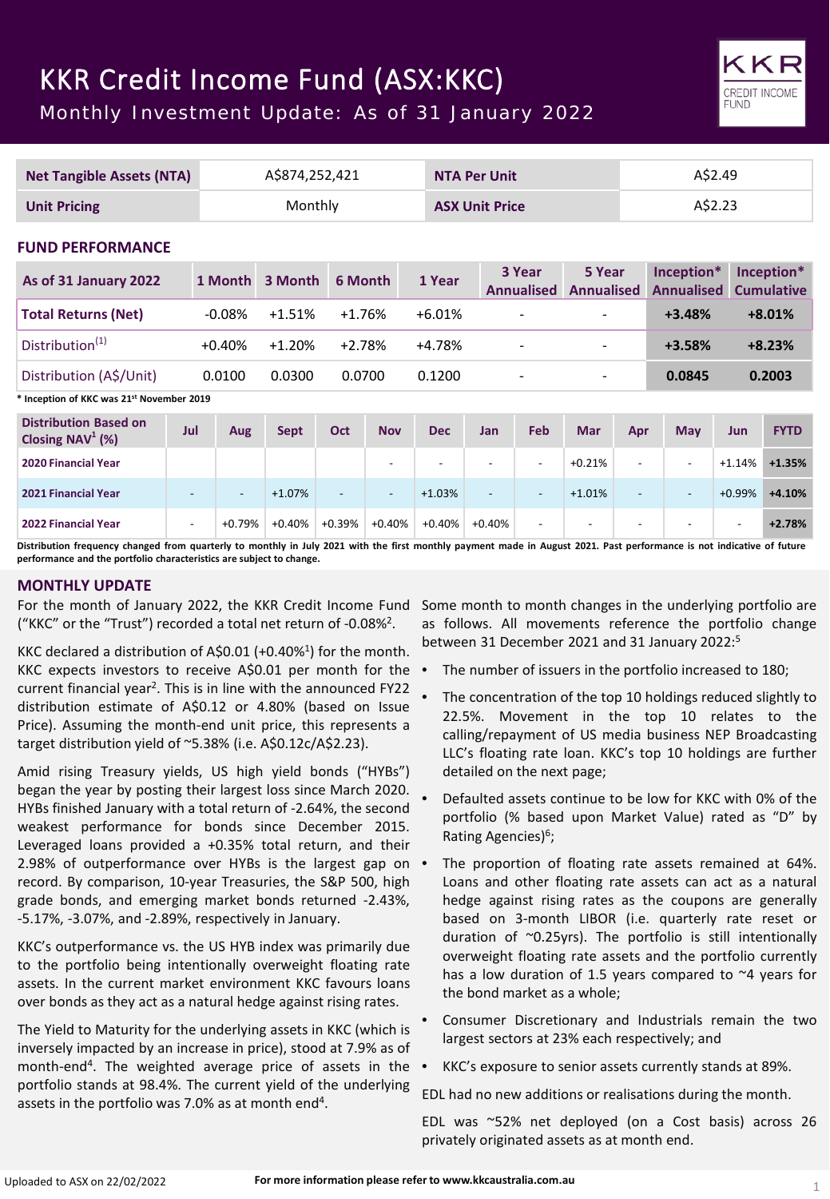# KKR Credit Income Fund (ASX:KKC)

## Monthly Investment Update: As of 31 January 2022

| Net Tangible Assets (NTA) | A$874,252,421 | NTA Per Unit | A$2.49 |
|---|---|---|---|
| Unit Pricing | Monthly | ASX Unit Price | A$2.23 |

## FUND PERFORMANCE

| As of 31 January 2022 | 1 Month | 3 Month | 6 Month | 1 Year | 3 Year Annualised | 5 Year Annualised | Inception* Annualised | Inception* Cumulative |
|---|---|---|---|---|---|---|---|---|
| **Total Returns (Net)** | -0.08% | +1.51% | +1.76% | +6.01% | - | - | **+3.48%** | **+8.01%** |
| Distribution[1] | +0.40% | +1.20% | +2.78% | +4.78% | - | - | **+3.58%** | **+8.23%** |
| Distribution (A$/Unit) | 0.0100 | 0.0300 | 0.0700 | 0.1200 | - | - | **0.0845** | **0.2003** |

**\* Inception of KKC was 21st November 2019**

| Distribution Based on Closing NAV[1] (%) | Jul | Aug | Sept | Oct | Nov | Dec | Jan | Feb | Mar | Apr | May | Jun | FYTD |
|---|---|---|---|---|---|---|---|---|---|---|---|---|---|
| **2020 Financial Year** | | | | | - | - | - | - | +0.21% | - | - | +1.14% | **+1.35%** |
| **2021 Financial Year** | - | - | +1.07% | - | - | +1.03% | - | - | +1.01% | - | - | +0.99% | **+4.10%** |
| **2022 Financial Year** | - | +0.79% | +0.40% | +0.39% | +0.40% | +0.40% | +0.40% | - | - | - | - | - | **+2.78%** |

**Distribution frequency changed from quarterly to monthly in July 2021 with the first monthly payment made in August 2021. Past performance is not indicative of future performance and the portfolio characteristics are subject to change.**

## MONTHLY UPDATE

For the month of January 2022, the KKR Credit Income Fund ("KKC" or the "Trust") recorded a total net return of -0.08%[2].

KKC declared a distribution of A$0.01 (+0.40%[1]) for the month. KKC expects investors to receive A$0.01 per month for the current financial year[2]. This is in line with the announced FY22 distribution estimate of A$0.12 or 4.80% (based on Issue Price). Assuming the month-end unit price, this represents a target distribution yield of ~5.38% (i.e. A$0.12c/A$2.23).

Amid rising Treasury yields, US high yield bonds ("HYBs") began the year by posting their largest loss since March 2020. HYBs finished January with a total return of -2.64%, the second weakest performance for bonds since December 2015. Leveraged loans provided a +0.35% total return, and their 2.98% of outperformance over HYBs is the largest gap on record. By comparison, 10-year Treasuries, the S&P 500, high grade bonds, and emerging market bonds returned -2.43%, -5.17%, -3.07%, and -2.89%, respectively in January.

KKC's outperformance vs. the US HYB index was primarily due to the portfolio being intentionally overweight floating rate assets. In the current market environment KKC favours loans over bonds as they act as a natural hedge against rising rates.

The Yield to Maturity for the underlying assets in KKC (which is inversely impacted by an increase in price), stood at 7.9% as of month-end[4]. The weighted average price of assets in the portfolio stands at 98.4%. The current yield of the underlying assets in the portfolio was 7.0% as at month end[4].

Some month to month changes in the underlying portfolio are as follows. All movements reference the portfolio change between 31 December 2021 and 31 January 2022:[5]

- The number of issuers in the portfolio increased to 180;
- The concentration of the top 10 holdings reduced slightly to 22.5%. Movement in the top 10 relates to the calling/repayment of US media business NEP Broadcasting LLC's floating rate loan. KKC's top 10 holdings are further detailed on the next page;
- Defaulted assets continue to be low for KKC with 0% of the portfolio (% based upon Market Value) rated as "D" by Rating Agencies)[6];
- The proportion of floating rate assets remained at 64%. Loans and other floating rate assets can act as a natural hedge against rising rates as the coupons are generally based on 3-month LIBOR (i.e. quarterly rate reset or duration of ~0.25yrs). The portfolio is still intentionally overweight floating rate assets and the portfolio currently has a low duration of 1.5 years compared to ~4 years for the bond market as a whole;
- Consumer Discretionary and Industrials remain the two largest sectors at 23% each respectively; and
- KKC's exposure to senior assets currently stands at 89%.

EDL had no new additions or realisations during the month.

EDL was ~52% net deployed (on a Cost basis) across 26 privately originated assets as at month end.

Uploaded to ASX on 22/02/2022

**For more information please refer to www.kkcaustralia.com.au**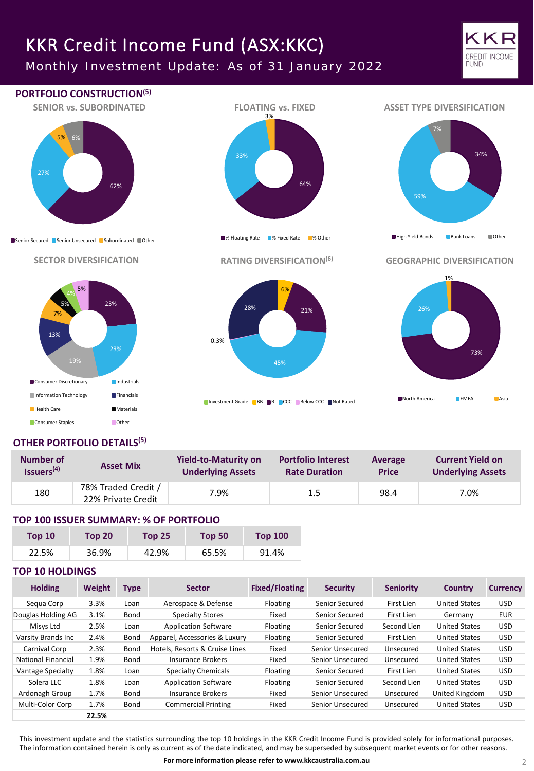# KKR Credit Income Fund (ASX:KKC)

Monthly Investment Update: As of 31 January 2022

## PORTFOLIO CONSTRUCTION[5]

### SENIOR vs. SUBORDINATED

62%, 27%, 5%, 6%

Senior Secured | Senior Unsecured | Subordinated | Other

### FLOATING vs. FIXED

64%, 33%, 3%

% Floating Rate | % Fixed Rate | % Other

### ASSET TYPE DIVERSIFICATION

34%, 59%, 7%

High Yield Bonds | Bank Loans | Other

### SECTOR DIVERSIFICATION

23%, 23%, 19%, 13%, 7%, 5%, 4%, 5%

Consumer Discretionary | Industrials | Information Technology | Financials | Health Care | Materials | Consumer Staples | Other

### RATING DIVERSIFICATION[6]

6%, 21%, 45%, 0.3%, 28%

Investment Grade | BB | B | CCC | Below CCC | Not Rated

### GEOGRAPHIC DIVERSIFICATION

73%, 26%, 1%

North America | EMEA | Asia

## OTHER PORTFOLIO DETAILS[5]

| Number of Issuers[4] | Asset Mix | Yield-to-Maturity on Underlying Assets | Portfolio Interest Rate Duration | Average Price | Current Yield on Underlying Assets |
|---|---|---|---|---|---|
| 180 | 78% Traded Credit / 22% Private Credit | 7.9% | 1.5 | 98.4 | 7.0% |

## TOP 100 ISSUER SUMMARY: % OF PORTFOLIO

| Top 10 | Top 20 | Top 25 | Top 50 | Top 100 |
|---|---|---|---|---|
| 22.5% | 36.9% | 42.9% | 65.5% | 91.4% |

## TOP 10 HOLDINGS

| Holding | Weight | Type | Sector | Fixed/Floating | Security | Seniority | Country | Currency |
|---|---|---|---|---|---|---|---|---|
| Sequa Corp | 3.3% | Loan | Aerospace & Defense | Floating | Senior Secured | First Lien | United States | USD |
| Douglas Holding AG | 3.1% | Bond | Specialty Stores | Fixed | Senior Secured | First Lien | Germany | EUR |
| Misys Ltd | 2.5% | Loan | Application Software | Floating | Senior Secured | Second Lien | United States | USD |
| Varsity Brands Inc | 2.4% | Bond | Apparel, Accessories & Luxury | Floating | Senior Secured | First Lien | United States | USD |
| Carnival Corp | 2.3% | Bond | Hotels, Resorts & Cruise Lines | Fixed | Senior Unsecured | Unsecured | United States | USD |
| National Financial | 1.9% | Bond | Insurance Brokers | Fixed | Senior Unsecured | Unsecured | United States | USD |
| Vantage Specialty | 1.8% | Loan | Specialty Chemicals | Floating | Senior Secured | First Lien | United States | USD |
| Solera LLC | 1.8% | Loan | Application Software | Floating | Senior Secured | Second Lien | United States | USD |
| Ardonagh Group | 1.7% | Bond | Insurance Brokers | Fixed | Senior Unsecured | Unsecured | United Kingdom | USD |
| Multi-Color Corp | 1.7% | Bond | Commercial Printing | Fixed | Senior Unsecured | Unsecured | United States | USD |
| | **22.5%** | | | | | | | |

This investment update and the statistics surrounding the top 10 holdings in the KKR Credit Income Fund is provided solely for informational purposes. The information contained herein is only as current as of the date indicated, and may be superseded by subsequent market events or for other reasons.

**For more information please refer to www.kkcaustralia.com.au**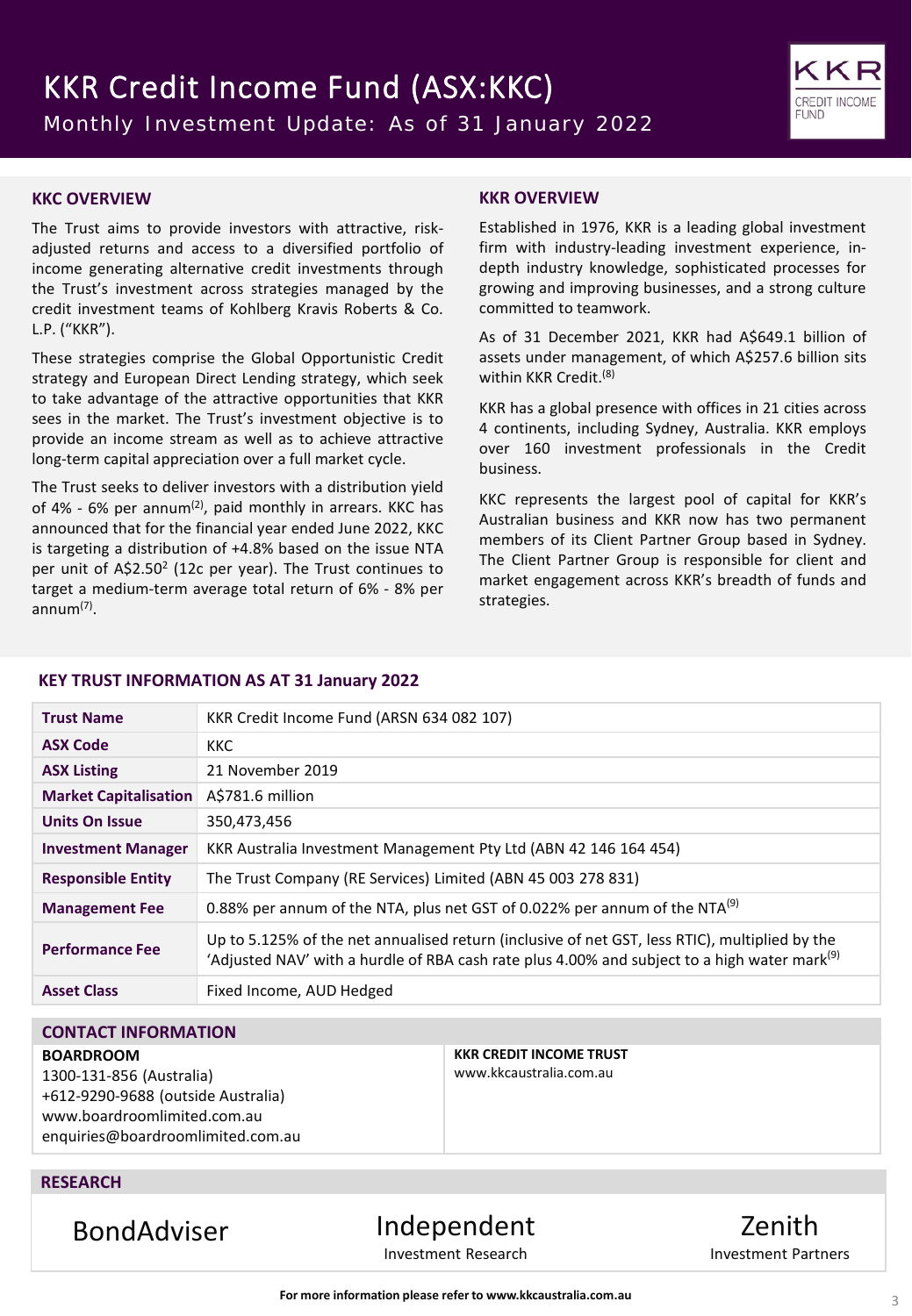# KKR Credit Income Fund (ASX:KKC)

Monthly Investment Update: As of 31 January 2022

## KKC OVERVIEW

The Trust aims to provide investors with attractive, risk-adjusted returns and access to a diversified portfolio of income generating alternative credit investments through the Trust's investment across strategies managed by the credit investment teams of Kohlberg Kravis Roberts & Co. L.P. ("KKR").

These strategies comprise the Global Opportunistic Credit strategy and European Direct Lending strategy, which seek to take advantage of the attractive opportunities that KKR sees in the market. The Trust's investment objective is to provide an income stream as well as to achieve attractive long-term capital appreciation over a full market cycle.

The Trust seeks to deliver investors with a distribution yield of 4% - 6% per annum[2], paid monthly in arrears. KKC has announced that for the financial year ended June 2022, KKC is targeting a distribution of +4.8% based on the issue NTA per unit of A$2.50[2] (12c per year). The Trust continues to target a medium-term average total return of 6% - 8% per annum[7].

## KKR OVERVIEW

Established in 1976, KKR is a leading global investment firm with industry-leading investment experience, in-depth industry knowledge, sophisticated processes for growing and improving businesses, and a strong culture committed to teamwork.

As of 31 December 2021, KKR had A$649.1 billion of assets under management, of which A$257.6 billion sits within KKR Credit.[8]

KKR has a global presence with offices in 21 cities across 4 continents, including Sydney, Australia. KKR employs over 160 investment professionals in the Credit business.

KKC represents the largest pool of capital for KKR's Australian business and KKR now has two permanent members of its Client Partner Group based in Sydney. The Client Partner Group is responsible for client and market engagement across KKR's breadth of funds and strategies.

## KEY TRUST INFORMATION AS AT 31 January 2022

| | |
|---|---|
| **Trust Name** | KKR Credit Income Fund (ARSN 634 082 107) |
| **ASX Code** | KKC |
| **ASX Listing** | 21 November 2019 |
| **Market Capitalisation** | A$781.6 million |
| **Units On Issue** | 350,473,456 |
| **Investment Manager** | KKR Australia Investment Management Pty Ltd (ABN 42 146 164 454) |
| **Responsible Entity** | The Trust Company (RE Services) Limited (ABN 45 003 278 831) |
| **Management Fee** | 0.88% per annum of the NTA, plus net GST of 0.022% per annum of the NTA[9] |
| **Performance Fee** | Up to 5.125% of the net annualised return (inclusive of net GST, less RTIC), multiplied by the 'Adjusted NAV' with a hurdle of RBA cash rate plus 4.00% and subject to a high water mark[9] |
| **Asset Class** | Fixed Income, AUD Hedged |

## CONTACT INFORMATION

**BOARDROOM**
1300-131-856 (Australia)
+612-9290-9688 (outside Australia)
www.boardroomlimited.com.au
enquiries@boardroomlimited.com.au

**KKR CREDIT INCOME TRUST**
www.kkcaustralia.com.au

## RESEARCH

BondAdviser

Independent Investment Research

Zenith Investment Partners

**For more information please refer to www.kkcaustralia.com.au**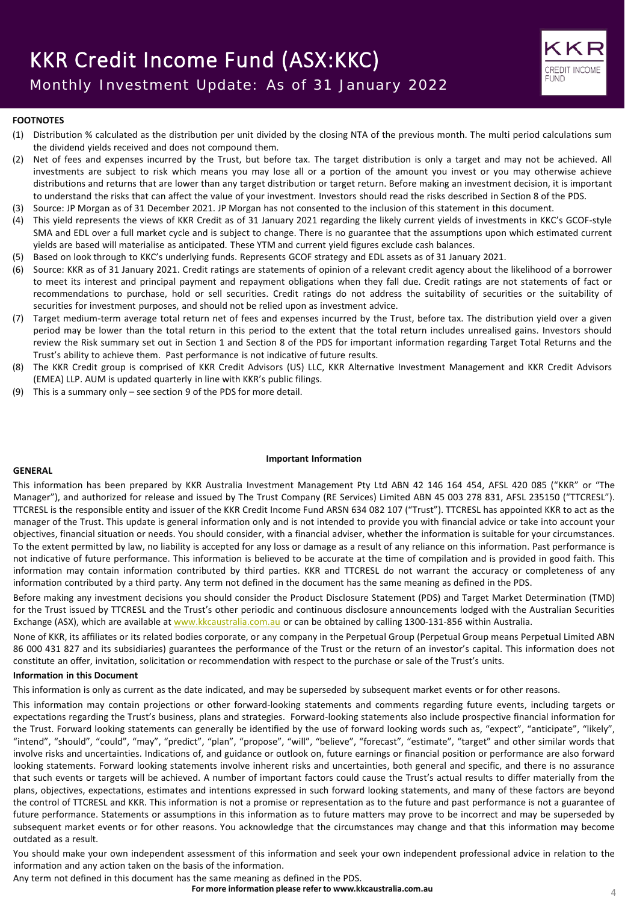# KKR Credit Income Fund (ASX:KKC)

Monthly Investment Update: As of 31 January 2022

**FOOTNOTES**

(1) Distribution % calculated as the distribution per unit divided by the closing NTA of the previous month. The multi period calculations sum the dividend yields received and does not compound them.

(2) Net of fees and expenses incurred by the Trust, but before tax. The target distribution is only a target and may not be achieved. All investments are subject to risk which means you may lose all or a portion of the amount you invest or you may otherwise achieve distributions and returns that are lower than any target distribution or target return. Before making an investment decision, it is important to understand the risks that can affect the value of your investment. Investors should read the risks described in Section 8 of the PDS.

(3) Source: JP Morgan as of 31 December 2021. JP Morgan has not consented to the inclusion of this statement in this document.

(4) This yield represents the views of KKR Credit as of 31 January 2021 regarding the likely current yields of investments in KKC's GCOF-style SMA and EDL over a full market cycle and is subject to change. There is no guarantee that the assumptions upon which estimated current yields are based will materialise as anticipated. These YTM and current yield figures exclude cash balances.

(5) Based on look through to KKC's underlying funds. Represents GCOF strategy and EDL assets as of 31 January 2021.

(6) Source: KKR as of 31 January 2021. Credit ratings are statements of opinion of a relevant credit agency about the likelihood of a borrower to meet its interest and principal payment and repayment obligations when they fall due. Credit ratings are not statements of fact or recommendations to purchase, hold or sell securities. Credit ratings do not address the suitability of securities or the suitability of securities for investment purposes, and should not be relied upon as investment advice.

(7) Target medium-term average total return net of fees and expenses incurred by the Trust, before tax. The distribution yield over a given period may be lower than the total return in this period to the extent that the total return includes unrealised gains. Investors should review the Risk summary set out in Section 1 and Section 8 of the PDS for important information regarding Target Total Returns and the Trust's ability to achieve them. Past performance is not indicative of future results.

(8) The KKR Credit group is comprised of KKR Credit Advisors (US) LLC, KKR Alternative Investment Management and KKR Credit Advisors (EMEA) LLP. AUM is updated quarterly in line with KKR's public filings.

(9) This is a summary only – see section 9 of the PDS for more detail.

**Important Information**

**GENERAL**

This information has been prepared by KKR Australia Investment Management Pty Ltd ABN 42 146 164 454, AFSL 420 085 ("KKR" or "The Manager"), and authorized for release and issued by The Trust Company (RE Services) Limited ABN 45 003 278 831, AFSL 235150 ("TTCRESL"). TTCRESL is the responsible entity and issuer of the KKR Credit Income Fund ARSN 634 082 107 ("Trust"). TTCRESL has appointed KKR to act as the manager of the Trust. This update is general information only and is not intended to provide you with financial advice or take into account your objectives, financial situation or needs. You should consider, with a financial adviser, whether the information is suitable for your circumstances. To the extent permitted by law, no liability is accepted for any loss or damage as a result of any reliance on this information. Past performance is not indicative of future performance. This information is believed to be accurate at the time of compilation and is provided in good faith. This information may contain information contributed by third parties. KKR and TTCRESL do not warrant the accuracy or completeness of any information contributed by a third party. Any term not defined in the document has the same meaning as defined in the PDS.

Before making any investment decisions you should consider the Product Disclosure Statement (PDS) and Target Market Determination (TMD) for the Trust issued by TTCRESL and the Trust's other periodic and continuous disclosure announcements lodged with the Australian Securities Exchange (ASX), which are available at www.kkcaustralia.com.au or can be obtained by calling 1300-131-856 within Australia.

None of KKR, its affiliates or its related bodies corporate, or any company in the Perpetual Group (Perpetual Group means Perpetual Limited ABN 86 000 431 827 and its subsidiaries) guarantees the performance of the Trust or the return of an investor's capital. This information does not constitute an offer, invitation, solicitation or recommendation with respect to the purchase or sale of the Trust's units.

**Information in this Document**

This information is only as current as the date indicated, and may be superseded by subsequent market events or for other reasons.

This information may contain projections or other forward-looking statements and comments regarding future events, including targets or expectations regarding the Trust's business, plans and strategies. Forward-looking statements also include prospective financial information for the Trust. Forward looking statements can generally be identified by the use of forward looking words such as, "expect", "anticipate", "likely", "intend", "should", "could", "may", "predict", "plan", "propose", "will", "believe", "forecast", "estimate", "target" and other similar words that involve risks and uncertainties. Indications of, and guidance or outlook on, future earnings or financial position or performance are also forward looking statements. Forward looking statements involve inherent risks and uncertainties, both general and specific, and there is no assurance that such events or targets will be achieved. A number of important factors could cause the Trust's actual results to differ materially from the plans, objectives, expectations, estimates and intentions expressed in such forward looking statements, and many of these factors are beyond the control of TTCRESL and KKR. This information is not a promise or representation as to the future and past performance is not a guarantee of future performance. Statements or assumptions in this information as to future matters may prove to be incorrect and may be superseded by subsequent market events or for other reasons. You acknowledge that the circumstances may change and that this information may become outdated as a result.

You should make your own independent assessment of this information and seek your own independent professional advice in relation to the information and any action taken on the basis of the information.

Any term not defined in this document has the same meaning as defined in the PDS.

**For more information please refer to www.kkcaustralia.com.au**